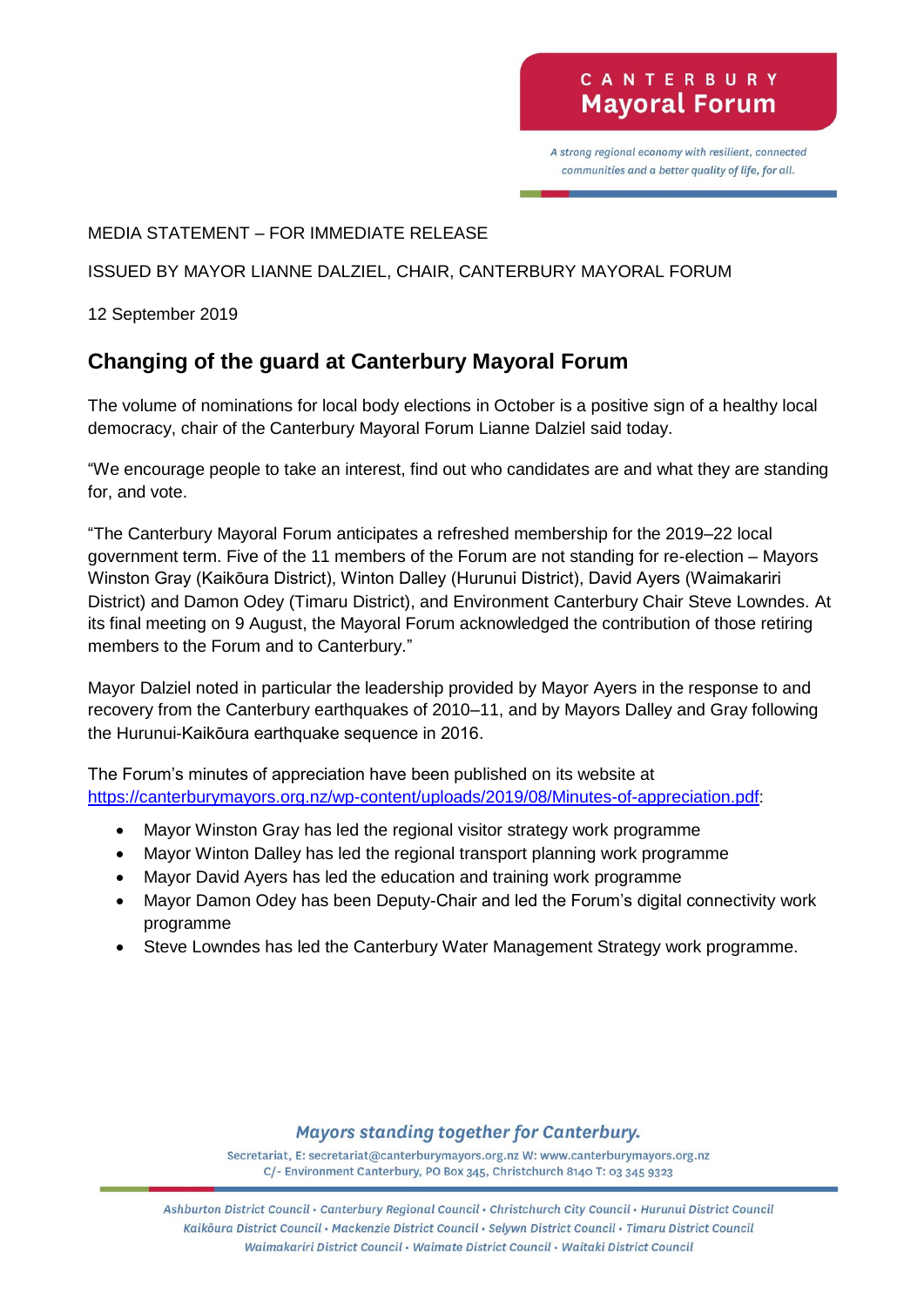CANTERBURY Mayoral Forum

*A strong regional economy with resilient, connected communities and a better quality of life, for all.*

MEDIA STATEMENT – FOR IMMEDIATE RELEASE

ISSUED BY MAYOR LIANNE DALZIEL, CHAIR, CANTERBURY MAYORAL FORUM

12 September 2019

## Changing of the guard at Canterbury Mayoral Forum

The volume of nominations for local body elections in October is a positive sign of a healthy local democracy, chair of the Canterbury Mayoral Forum Lianne Dalziel said today.

"We encourage people to take an interest, find out who candidates are and what they are standing for, and vote.

"The Canterbury Mayoral Forum anticipates a refreshed membership for the 2019–22 local government term. Five of the 11 members of the Forum are not standing for re-election – Mayors Winston Gray (Kaikōura District), Winton Dalley (Hurunui District), David Ayers (Waimakariri District) and Damon Odey (Timaru District), and Environment Canterbury Chair Steve Lowndes. At its final meeting on 9 August, the Mayoral Forum acknowledged the contribution of those retiring members to the Forum and to Canterbury."

Mayor Dalziel noted in particular the leadership provided by Mayor Ayers in the response to and recovery from the Canterbury earthquakes of 2010–11, and by Mayors Dalley and Gray following the Hurunui-Kaikōura earthquake sequence in 2016.

The Forum's minutes of appreciation have been published on its website at https://canterburymayors.org.nz/wp-content/uploads/2019/08/Minutes-of-appreciation.pdf:

- Mayor Winston Gray has led the regional visitor strategy work programme
- Mayor Winton Dalley has led the regional transport planning work programme
- Mayor David Ayers has led the education and training work programme
- Mayor Damon Odey has been Deputy-Chair and led the Forum's digital connectivity work programme
- Steve Lowndes has led the Canterbury Water Management Strategy work programme.

*Mayors standing together for Canterbury.*

Secretariat, E: secretariat@canterburymayors.org.nz W: www.canterburymayors.org.nz
C/- Environment Canterbury, PO Box 345, Christchurch 8140 T: 03 345 9323

*Ashburton District Council • Canterbury Regional Council • Christchurch City Council • Hurunui District Council • Kaikōura District Council • Mackenzie District Council • Selywn District Council • Timaru District Council • Waimakariri District Council • Waimate District Council • Waitaki District Council*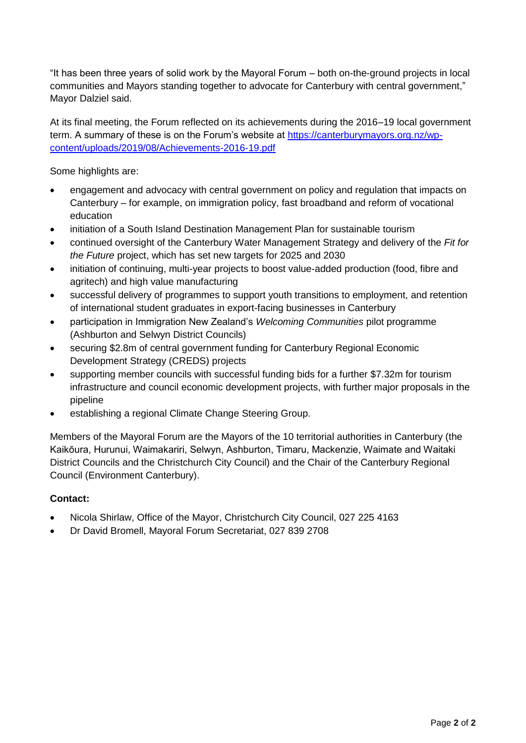"It has been three years of solid work by the Mayoral Forum – both on-the-ground projects in local communities and Mayors standing together to advocate for Canterbury with central government," Mayor Dalziel said.

At its final meeting, the Forum reflected on its achievements during the 2016–19 local government term. A summary of these is on the Forum's website at [https://canterburymayors.org.nz/wp-content/uploads/2019/08/Achievements-2016-19.pdf](https://canterburymayors.org.nz/wp-content/uploads/2019/08/Achievements-2016-19.pdf)

Some highlights are:

- engagement and advocacy with central government on policy and regulation that impacts on Canterbury – for example, on immigration policy, fast broadband and reform of vocational education
- initiation of a South Island Destination Management Plan for sustainable tourism
- continued oversight of the Canterbury Water Management Strategy and delivery of the *Fit for the Future* project, which has set new targets for 2025 and 2030
- initiation of continuing, multi-year projects to boost value-added production (food, fibre and agritech) and high value manufacturing
- successful delivery of programmes to support youth transitions to employment, and retention of international student graduates in export-facing businesses in Canterbury
- participation in Immigration New Zealand's *Welcoming Communities* pilot programme (Ashburton and Selwyn District Councils)
- securing $2.8m of central government funding for Canterbury Regional Economic Development Strategy (CREDS) projects
- supporting member councils with successful funding bids for a further $7.32m for tourism infrastructure and council economic development projects, with further major proposals in the pipeline
- establishing a regional Climate Change Steering Group.

Members of the Mayoral Forum are the Mayors of the 10 territorial authorities in Canterbury (the Kaikōura, Hurunui, Waimakariri, Selwyn, Ashburton, Timaru, Mackenzie, Waimate and Waitaki District Councils and the Christchurch City Council) and the Chair of the Canterbury Regional Council (Environment Canterbury).

**Contact:**

- Nicola Shirlaw, Office of the Mayor, Christchurch City Council, 027 225 4163
- Dr David Bromell, Mayoral Forum Secretariat, 027 839 2708